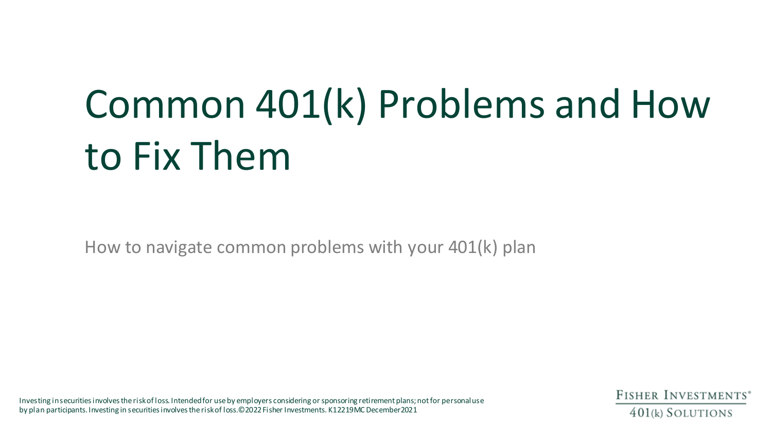# Common 401(k) Problems and How to Fix Them

How to navigate common problems with your 401(k) plan

Investing in securities involves the risk of loss. Intended for use by employers considering or sponsoring retirement plans; not for personal use by plan participants. Investing in securities involves the risk of loss.©2022 Fisher Investments. K12219MC December2021

FISHER INVESTMENTS®
401(k) SOLUTIONS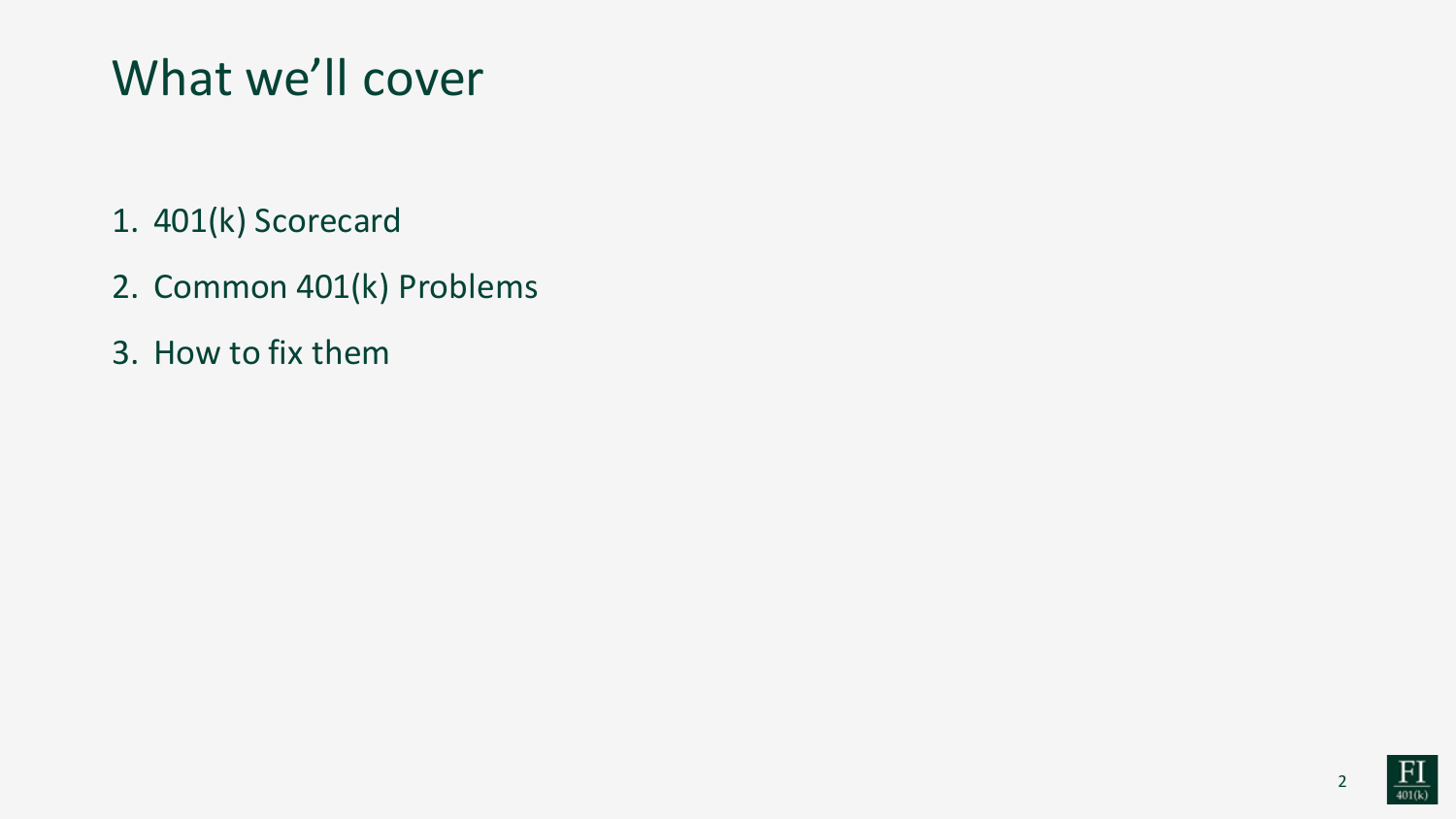# What we'll cover

1. 401(k) Scorecard
2. Common 401(k) Problems
3. How to fix them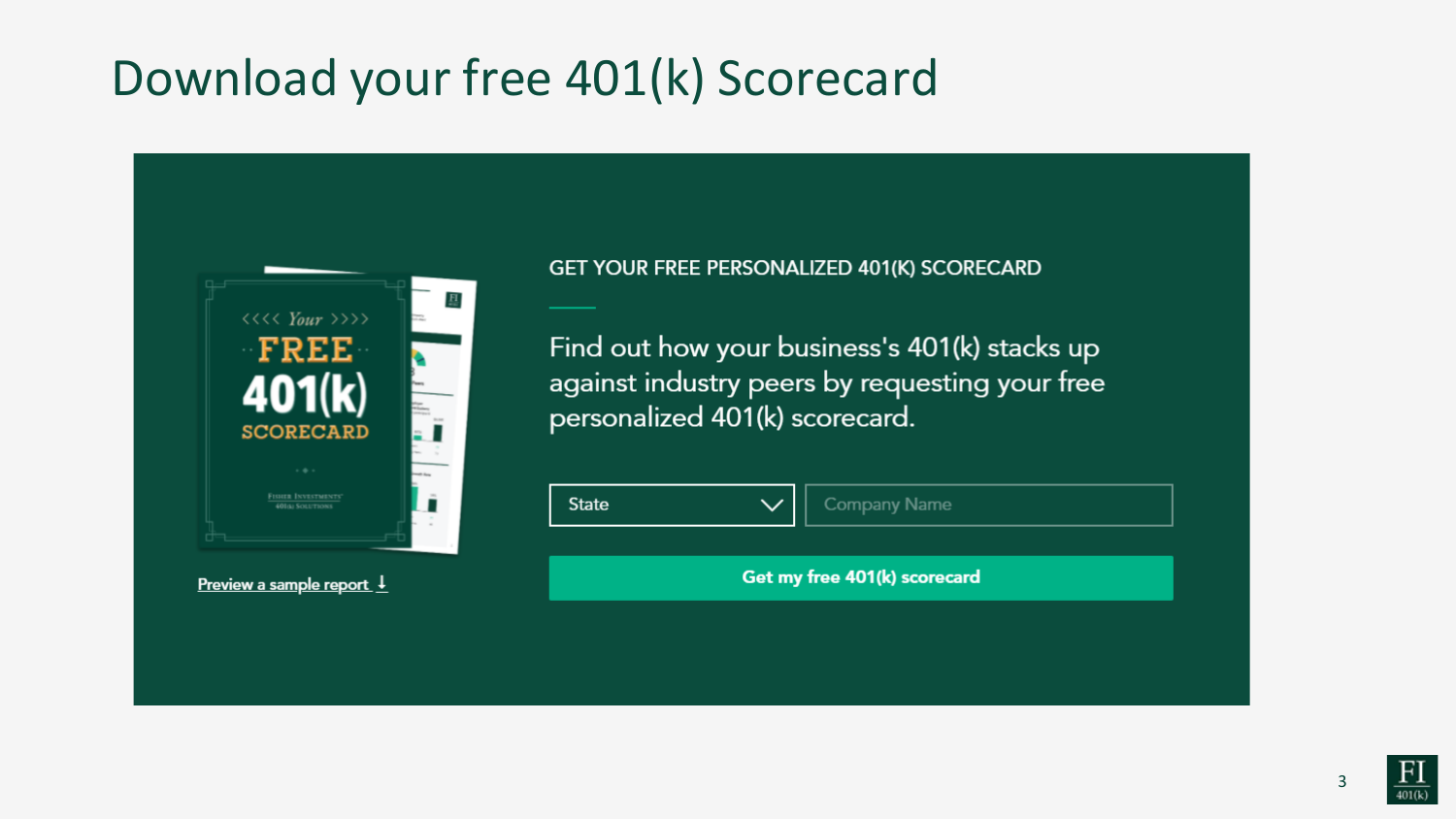# Download your free 401(k) Scorecard

GET YOUR FREE PERSONALIZED 401(K) SCORECARD

Find out how your business's 401(k) stacks up against industry peers by requesting your free personalized 401(k) scorecard.

State

Company Name

**Get my free 401(k) scorecard**

<<<< Your >>>>
FREE
401(k)
SCORECARD

Fisher Investments 401(k) Solutions

Preview a sample report ↓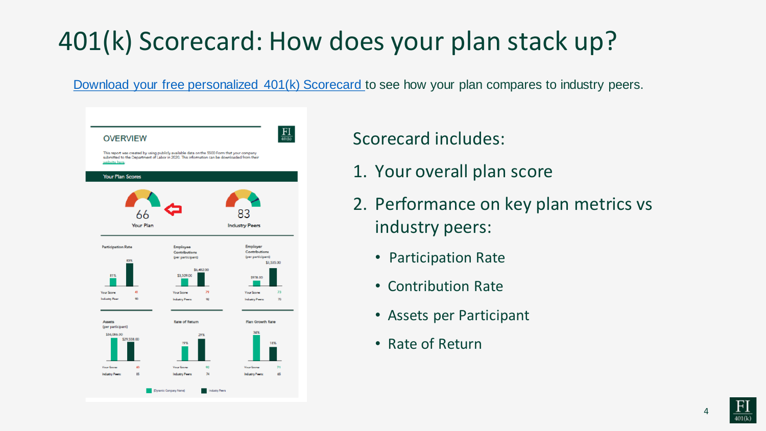# 401(k) Scorecard: How does your plan stack up?

Download your free personalized 401(k) Scorecard to see how your plan compares to industry peers.

Scorecard includes:

1. Your overall plan score
2. Performance on key plan metrics vs industry peers:
   - Participation Rate
   - Contribution Rate
   - Assets per Participant
   - Rate of Return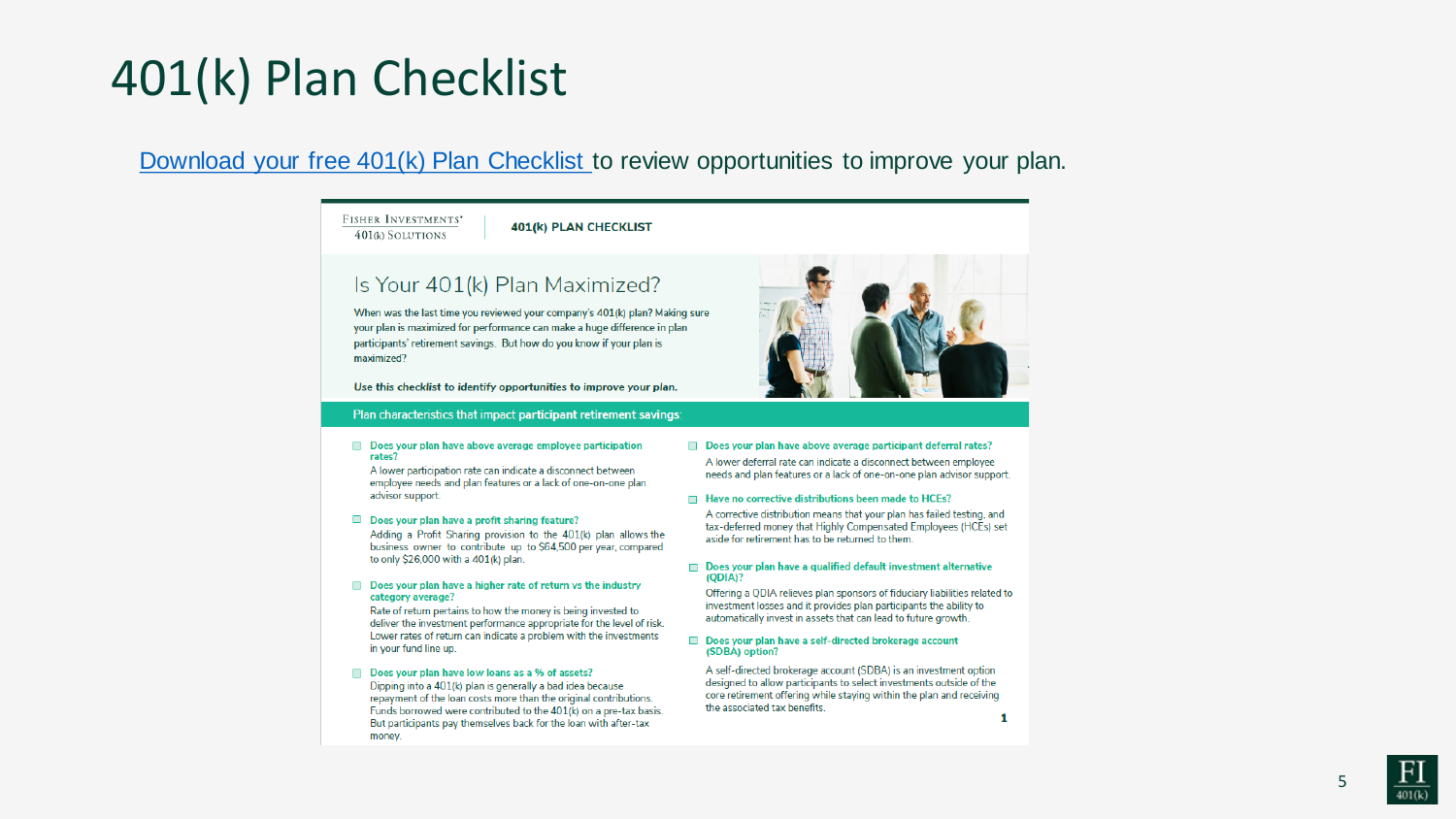# 401(k) Plan Checklist

[Download your free 401(k) Plan Checklist](#) to review opportunities to improve your plan.

FISHER INVESTMENTS®
401(k) SOLUTIONS

**401(k) PLAN CHECKLIST**

## Is Your 401(k) Plan Maximized?

When was the last time you reviewed your company's 401(k) plan? Making sure your plan is maximized for performance can make a huge difference in plan participants' retirement savings. But how do you know if your plan is maximized?

**Use this checklist to identify opportunities to improve your plan.**

### Plan characteristics that impact **participant retirement savings**:

- ☐ **Does your plan have above average employee participation rates?**
  A lower participation rate can indicate a disconnect between employee needs and plan features or a lack of one-on-one plan advisor support.

- ☐ **Does your plan have a profit sharing feature?**
  Adding a Profit Sharing provision to the 401(k) plan allows the business owner to contribute up to $64,500 per year, compared to only $26,000 with a 401(k) plan.

- ☐ **Does your plan have a higher rate of return vs the industry category average?**
  Rate of return pertains to how the money is being invested to deliver the investment performance appropriate for the level of risk. Lower rates of return can indicate a problem with the investments in your fund line up.

- ☐ **Does your plan have low loans as a % of assets?**
  Dipping into a 401(k) plan is generally a bad idea because repayment of the loan costs more than the original contributions. Funds borrowed were contributed to the 401(k) on a pre-tax basis. But participants pay themselves back for the loan with after-tax money.

- ☐ **Does your plan have above average participant deferral rates?**
  A lower deferral rate can indicate a disconnect between employee needs and plan features or a lack of one-on-one plan advisor support.

- ☐ **Have no corrective distributions been made to HCEs?**
  A corrective distribution means that your plan has failed testing, and tax-deferred money that Highly Compensated Employees (HCEs) set aside for retirement has to be returned to them.

- ☐ **Does your plan have a qualified default investment alternative (QDIA)?**
  Offering a QDIA relieves plan sponsors of fiduciary liabilities related to investment losses and it provides plan participants the ability to automatically invest in assets that can lead to future growth.

- ☐ **Does your plan have a self-directed brokerage account (SDBA) option?**
  A self-directed brokerage account (SDBA) is an investment option designed to allow participants to select investments outside of the core retirement offering while staying within the plan and receiving the associated tax benefits.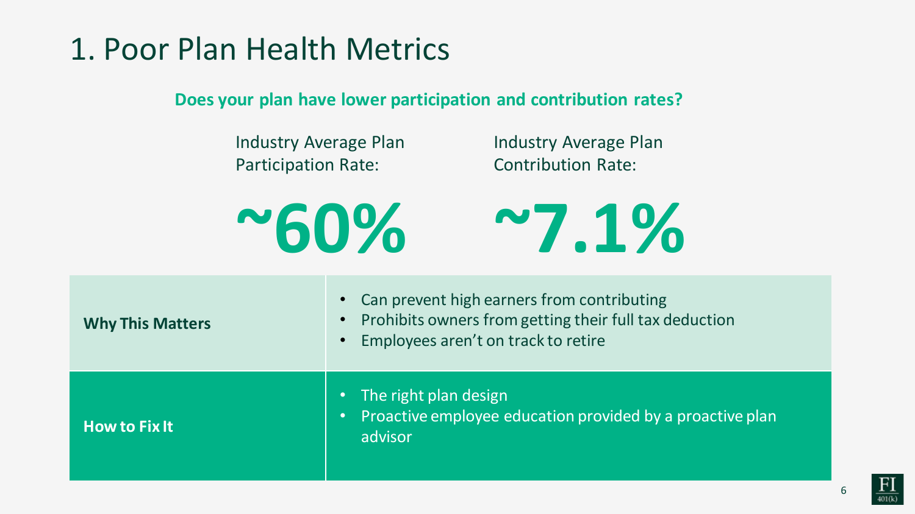# 1. Poor Plan Health Metrics

**Does your plan have lower participation and contribution rates?**

Industry Average Plan Participation Rate:

**~60%**

Industry Average Plan Contribution Rate:

**~7.1%**

| | |
|---|---|
| **Why This Matters** | • Can prevent high earners from contributing<br>• Prohibits owners from getting their full tax deduction<br>• Employees aren't on track to retire |
| **How to Fix It** | • The right plan design<br>• Proactive employee education provided by a proactive plan advisor |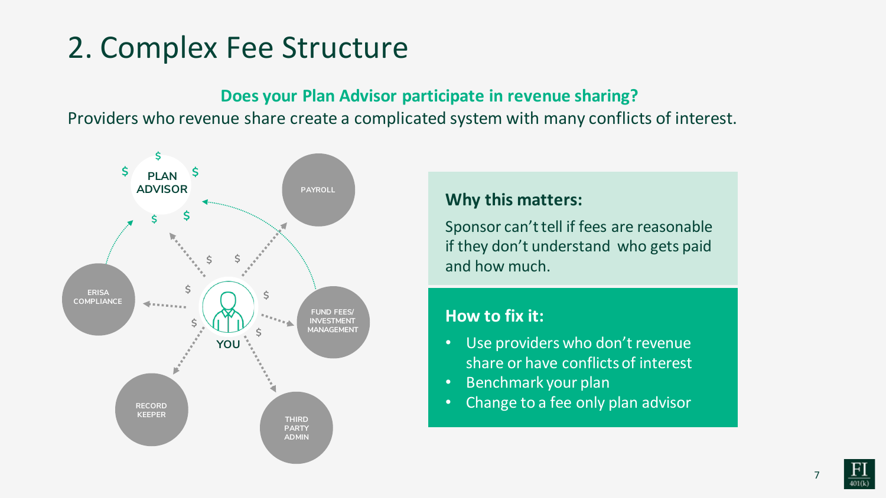# 2. Complex Fee Structure

**Does your Plan Advisor participate in revenue sharing?**

Providers who revenue share create a complicated system with many conflicts of interest.

PLAN ADVISOR

PAYROLL

ERISA COMPLIANCE

YOU

FUND FEES/ INVESTMENT MANAGEMENT

RECORD KEEPER

THIRD PARTY ADMIN

### Why this matters:

Sponsor can't tell if fees are reasonable if they don't understand who gets paid and how much.

### How to fix it:

- Use providers who don't revenue share or have conflicts of interest
- Benchmark your plan
- Change to a fee only plan advisor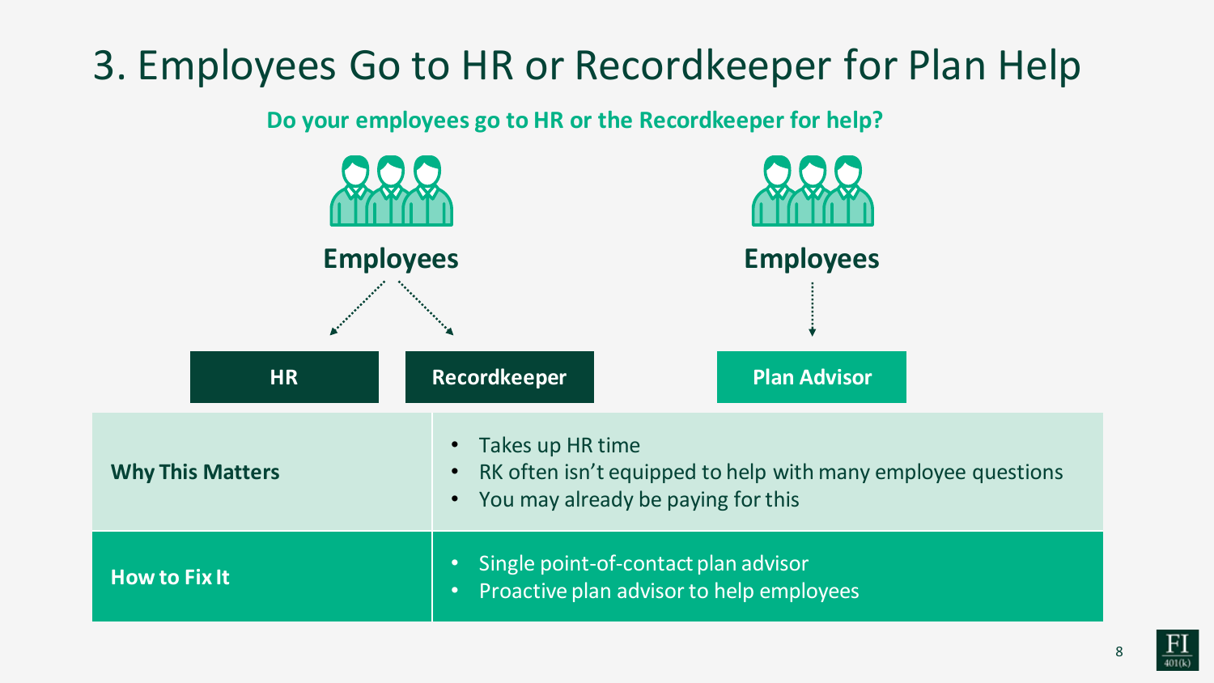# 3. Employees Go to HR or Recordkeeper for Plan Help

**Do your employees go to HR or the Recordkeeper for help?**

**Employees** → **HR** / **Recordkeeper**

**Employees** → **Plan Advisor**

| | |
|---|---|
| **Why This Matters** | • Takes up HR time<br>• RK often isn't equipped to help with many employee questions<br>• You may already be paying for this |
| **How to Fix It** | • Single point-of-contact plan advisor<br>• Proactive plan advisor to help employees |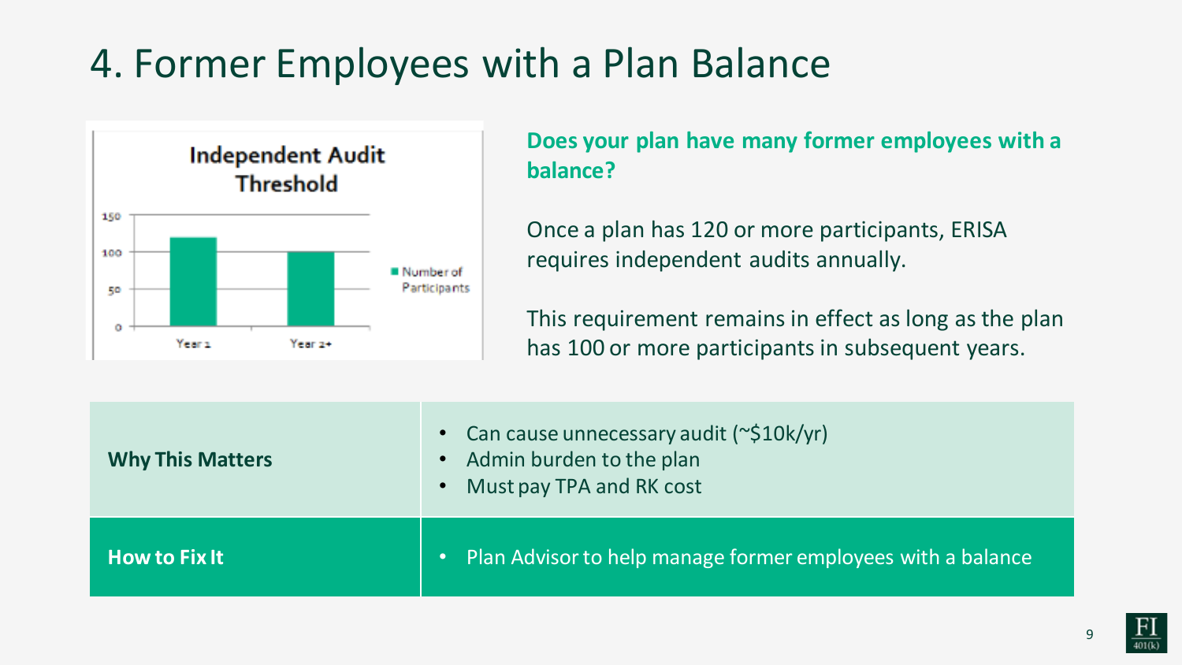# 4. Former Employees with a Plan Balance

**Independent Audit Threshold**

| | Number of Participants |
|---|---|
| Year 1 | 120 |
| Year 2+ | 100 |

**Does your plan have many former employees with a balance?**

Once a plan has 120 or more participants, ERISA requires independent audits annually.

This requirement remains in effect as long as the plan has 100 or more participants in subsequent years.

| | |
|---|---|
| **Why This Matters** | • Can cause unnecessary audit (~$10k/yr)<br>• Admin burden to the plan<br>• Must pay TPA and RK cost |
| **How to Fix It** | • Plan Advisor to help manage former employees with a balance |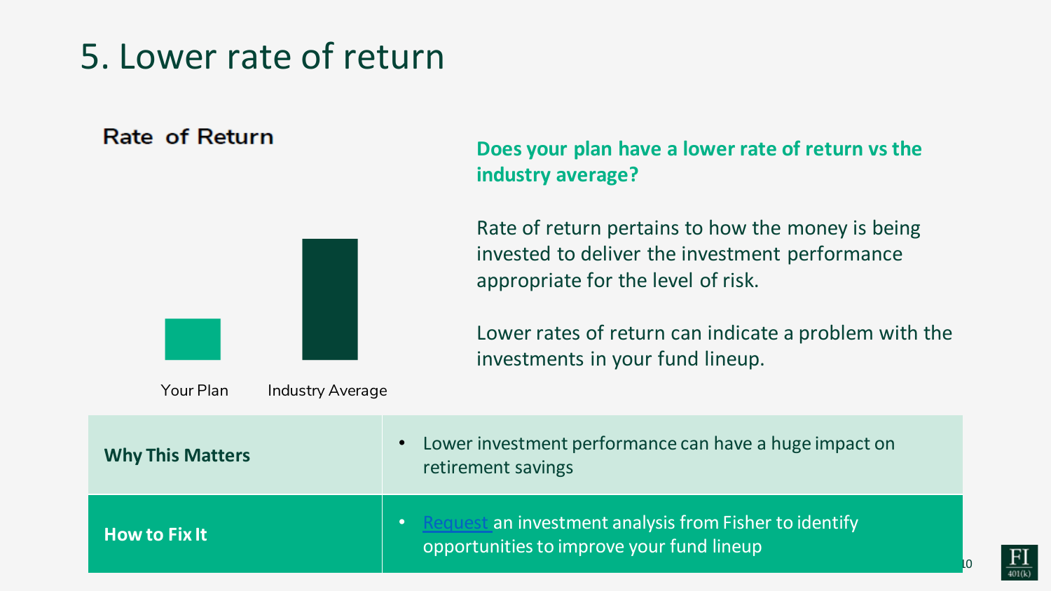# 5. Lower rate of return

**Rate of Return**

Your Plan | Industry Average

**Does your plan have a lower rate of return vs the industry average?**

Rate of return pertains to how the money is being invested to deliver the investment performance appropriate for the level of risk.

Lower rates of return can indicate a problem with the investments in your fund lineup.

| | |
|---|---|
| **Why This Matters** | • Lower investment performance can have a huge impact on retirement savings |
| **How to Fix It** | • Request an investment analysis from Fisher to identify opportunities to improve your fund lineup |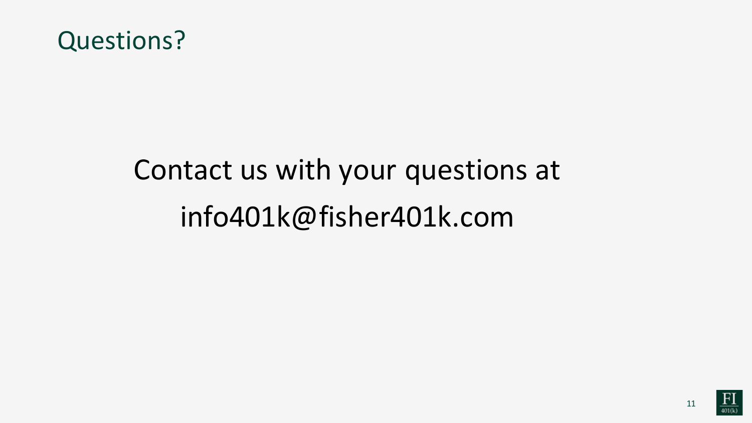# Questions?

Contact us with your questions at
info401k@fisher401k.com